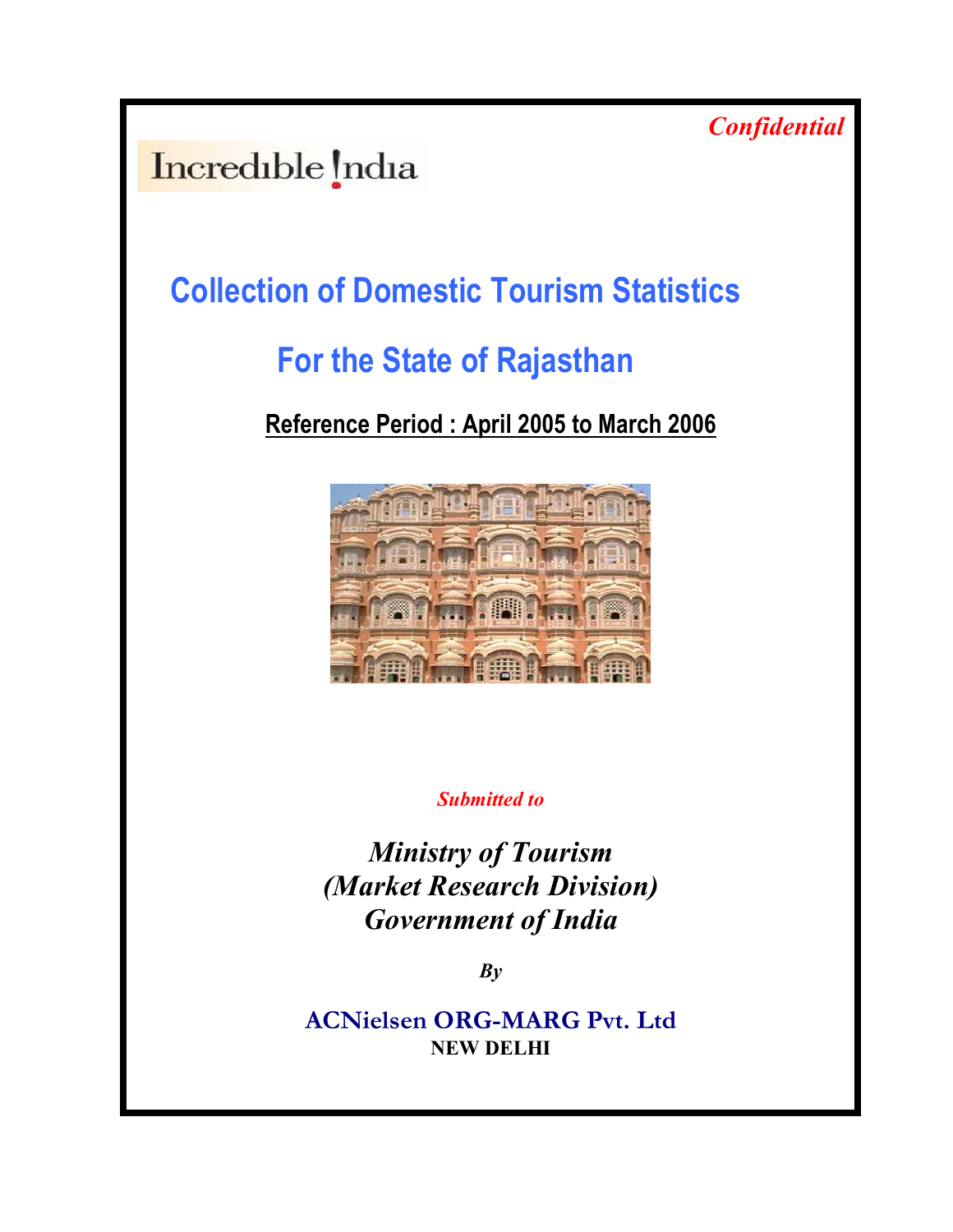*Confidential*

Incredible !ndia

# Collection of Domestic Tourism Statistics

# For the State of Rajasthan

**Reference Period : April 2005 to March 2006**

*Submitted to*

*Ministry of Tourism*
*(Market Research Division)*
*Government of India*

*By*

**ACNielsen ORG-MARG Pvt. Ltd**
**NEW DELHI**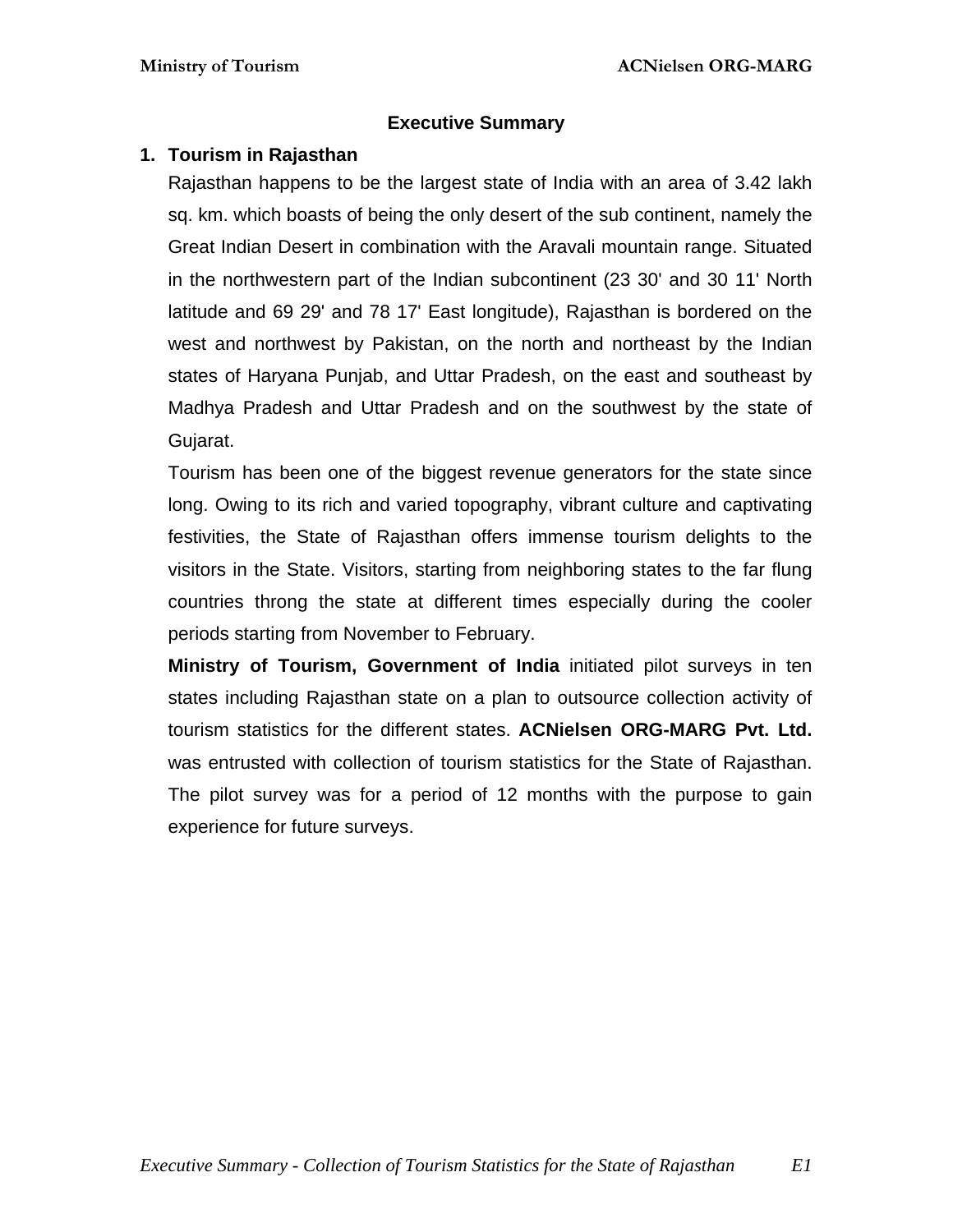## Executive Summary

### 1. Tourism in Rajasthan

Rajasthan happens to be the largest state of India with an area of 3.42 lakh sq. km. which boasts of being the only desert of the sub continent, namely the Great Indian Desert in combination with the Aravali mountain range. Situated in the northwestern part of the Indian subcontinent (23 30' and 30 11' North latitude and 69 29' and 78 17' East longitude), Rajasthan is bordered on the west and northwest by Pakistan, on the north and northeast by the Indian states of Haryana Punjab, and Uttar Pradesh, on the east and southeast by Madhya Pradesh and Uttar Pradesh and on the southwest by the state of Gujarat.

Tourism has been one of the biggest revenue generators for the state since long. Owing to its rich and varied topography, vibrant culture and captivating festivities, the State of Rajasthan offers immense tourism delights to the visitors in the State. Visitors, starting from neighboring states to the far flung countries throng the state at different times especially during the cooler periods starting from November to February.

**Ministry of Tourism, Government of India** initiated pilot surveys in ten states including Rajasthan state on a plan to outsource collection activity of tourism statistics for the different states. **ACNielsen ORG-MARG Pvt. Ltd.** was entrusted with collection of tourism statistics for the State of Rajasthan. The pilot survey was for a period of 12 months with the purpose to gain experience for future surveys.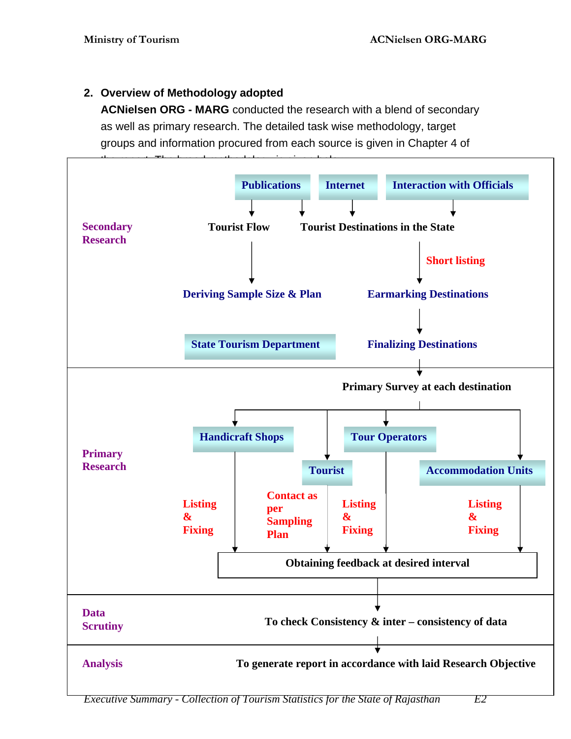## 2. Overview of Methodology adopted

**ACNielsen ORG - MARG** conducted the research with a blend of secondary as well as primary research. The detailed task wise methodology, target groups and information procured from each source is given in Chapter 4 of

**Secondary Research**

Publications | Internet | Interaction with Officials

Tourist Flow → Deriving Sample Size & Plan

Tourist Destinations in the State → Short listing → Earmarking Destinations → Finalizing Destinations

State Tourism Department

**Primary Research**

Primary Survey at each destination

- Handicraft Shops — Listing & Fixing
- Tourist — Contact as per Sampling Plan
- Tour Operators — Listing & Fixing
- Accommodation Units — Listing & Fixing

Obtaining feedback at desired interval

**Data Scrutiny**

To check Consistency & inter – consistency of data

**Analysis**

To generate report in accordance with laid Research Objective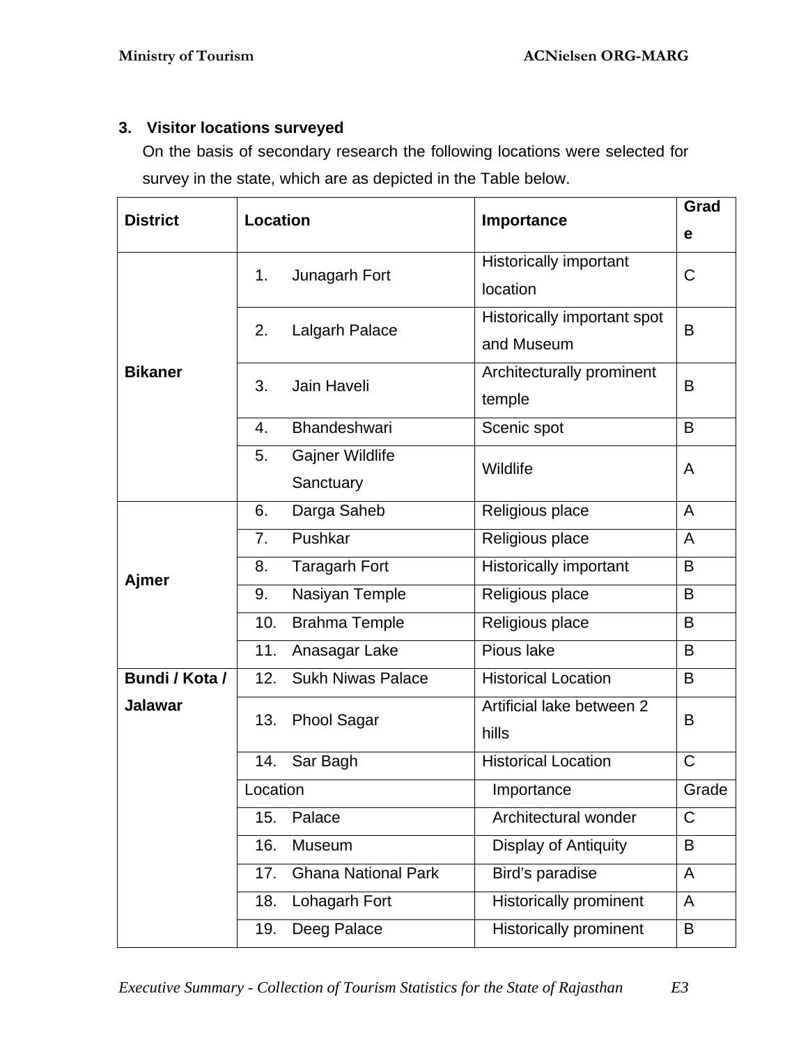### 3. Visitor locations surveyed

On the basis of secondary research the following locations were selected for survey in the state, which are as depicted in the Table below.

| District | Location | Importance | Grade |
|---|---|---|---|
| Bikaner | 1. Junagarh Fort | Historically important location | C |
| | 2. Lalgarh Palace | Historically important spot and Museum | B |
| | 3. Jain Haveli | Architecturally prominent temple | B |
| | 4. Bhandeshwari | Scenic spot | B |
| | 5. Gajner Wildlife Sanctuary | Wildlife | A |
| Ajmer | 6. Darga Saheb | Religious place | A |
| | 7. Pushkar | Religious place | A |
| | 8. Taragarh Fort | Historically important | B |
| | 9. Nasiyan Temple | Religious place | B |
| | 10. Brahma Temple | Religious place | B |
| | 11. Anasagar Lake | Pious lake | B |
| Bundi / Kota / Jalawar | 12. Sukh Niwas Palace | Historical Location | B |
| | 13. Phool Sagar | Artificial lake between 2 hills | B |
| | 14. Sar Bagh | Historical Location | C |
| | Location | Importance | Grade |
| | 15. Palace | Architectural wonder | C |
| | 16. Museum | Display of Antiquity | B |
| | 17. Ghana National Park | Bird's paradise | A |
| | 18. Lohagarh Fort | Historically prominent | A |
| | 19. Deeg Palace | Historically prominent | B |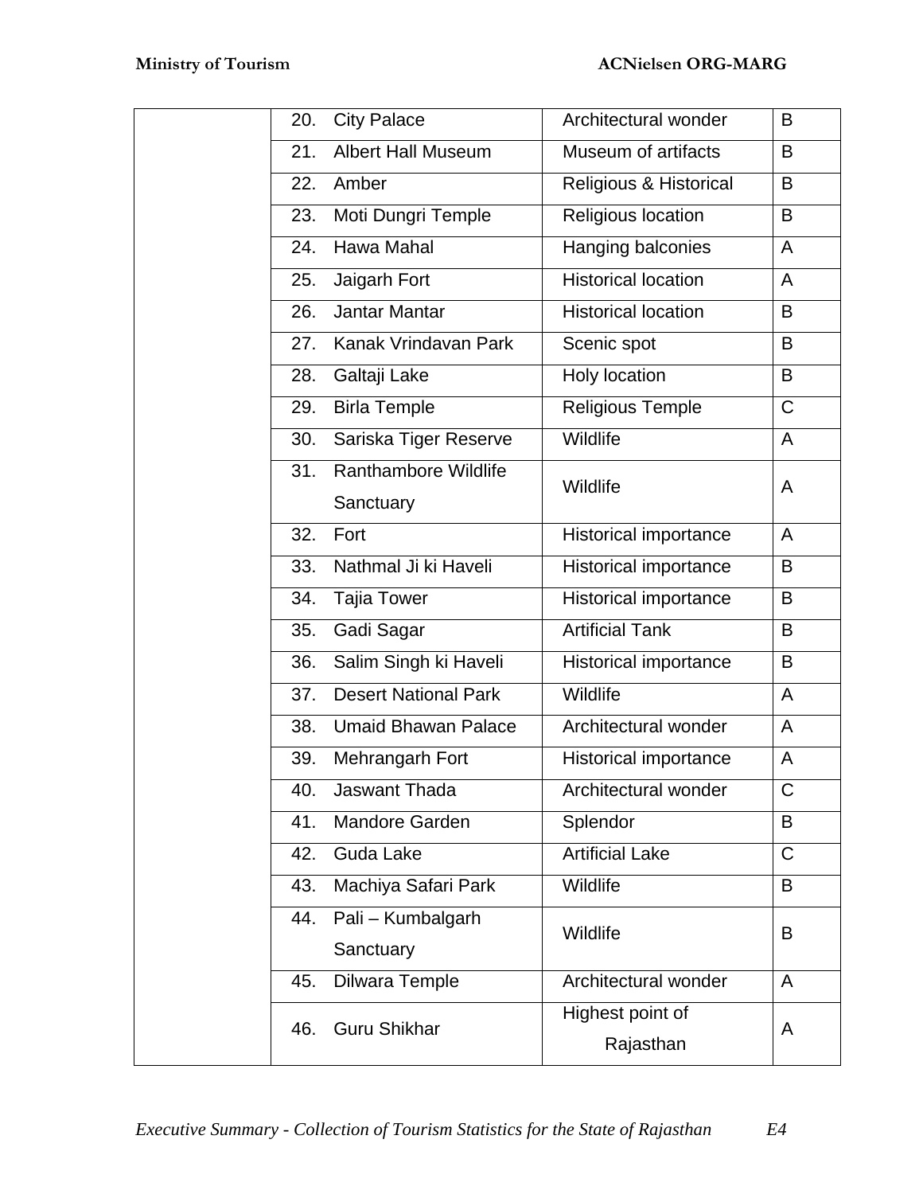| | | | |
|---|---|---|---|
| | 20. City Palace | Architectural wonder | B |
| | 21. Albert Hall Museum | Museum of artifacts | B |
| | 22. Amber | Religious & Historical | B |
| | 23. Moti Dungri Temple | Religious location | B |
| | 24. Hawa Mahal | Hanging balconies | A |
| | 25. Jaigarh Fort | Historical location | A |
| | 26. Jantar Mantar | Historical location | B |
| | 27. Kanak Vrindavan Park | Scenic spot | B |
| | 28. Galtaji Lake | Holy location | B |
| | 29. Birla Temple | Religious Temple | C |
| | 30. Sariska Tiger Reserve | Wildlife | A |
| | 31. Ranthambore Wildlife Sanctuary | Wildlife | A |
| | 32. Fort | Historical importance | A |
| | 33. Nathmal Ji ki Haveli | Historical importance | B |
| | 34. Tajia Tower | Historical importance | B |
| | 35. Gadi Sagar | Artificial Tank | B |
| | 36. Salim Singh ki Haveli | Historical importance | B |
| | 37. Desert National Park | Wildlife | A |
| | 38. Umaid Bhawan Palace | Architectural wonder | A |
| | 39. Mehrangarh Fort | Historical importance | A |
| | 40. Jaswant Thada | Architectural wonder | C |
| | 41. Mandore Garden | Splendor | B |
| | 42. Guda Lake | Artificial Lake | C |
| | 43. Machiya Safari Park | Wildlife | B |
| | 44. Pali – Kumbalgarh Sanctuary | Wildlife | B |
| | 45. Dilwara Temple | Architectural wonder | A |
| | 46. Guru Shikhar | Highest point of Rajasthan | A |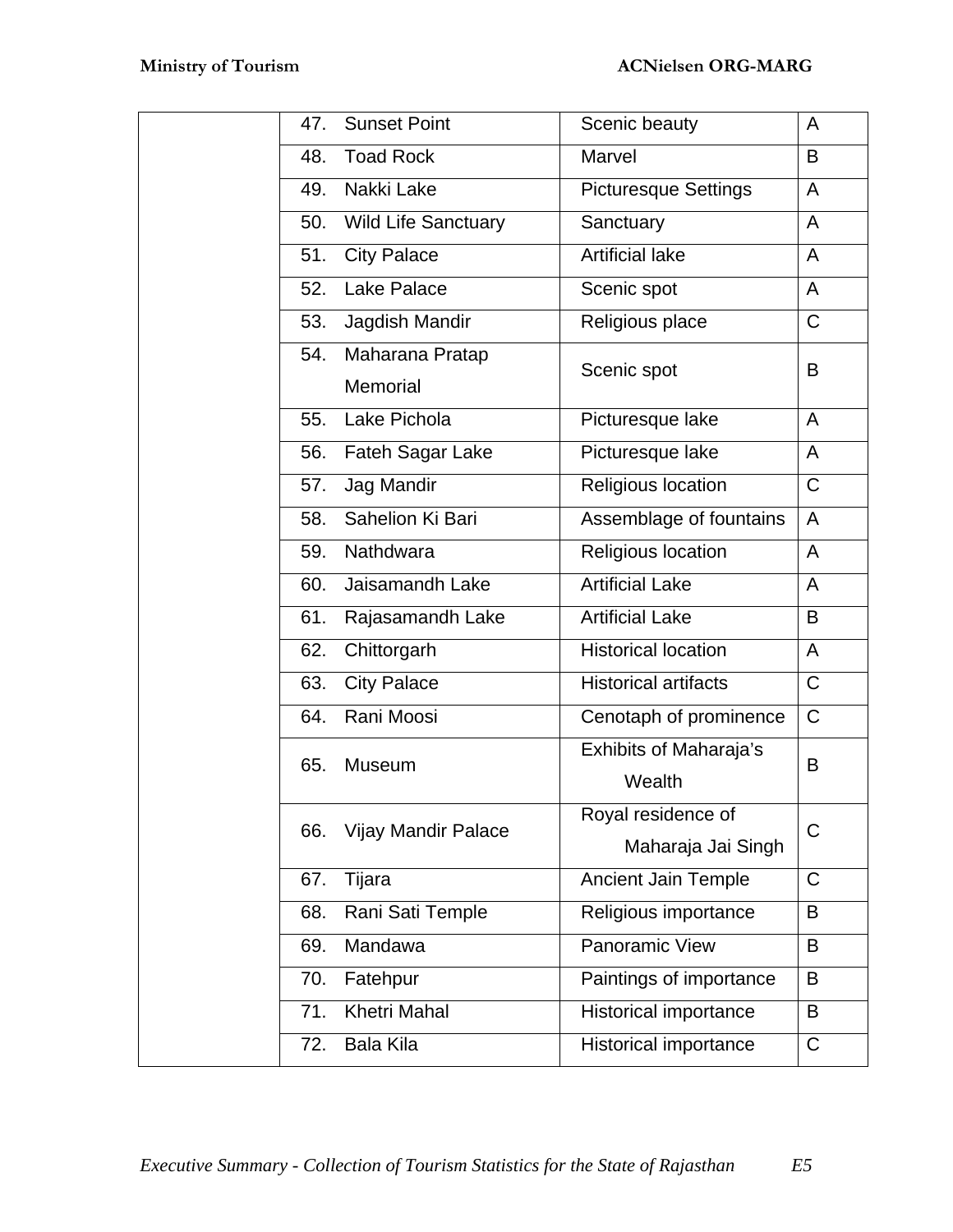| | | | |
|---|---|---|---|
| | 47. Sunset Point | Scenic beauty | A |
| | 48. Toad Rock | Marvel | B |
| | 49. Nakki Lake | Picturesque Settings | A |
| | 50. Wild Life Sanctuary | Sanctuary | A |
| | 51. City Palace | Artificial lake | A |
| | 52. Lake Palace | Scenic spot | A |
| | 53. Jagdish Mandir | Religious place | C |
| | 54. Maharana Pratap Memorial | Scenic spot | B |
| | 55. Lake Pichola | Picturesque lake | A |
| | 56. Fateh Sagar Lake | Picturesque lake | A |
| | 57. Jag Mandir | Religious location | C |
| | 58. Sahelion Ki Bari | Assemblage of fountains | A |
| | 59. Nathdwara | Religious location | A |
| | 60. Jaisamandh Lake | Artificial Lake | A |
| | 61. Rajasamandh Lake | Artificial Lake | B |
| | 62. Chittorgarh | Historical location | A |
| | 63. City Palace | Historical artifacts | C |
| | 64. Rani Moosi | Cenotaph of prominence | C |
| | 65. Museum | Exhibits of Maharaja's Wealth | B |
| | 66. Vijay Mandir Palace | Royal residence of Maharaja Jai Singh | C |
| | 67. Tijara | Ancient Jain Temple | C |
| | 68. Rani Sati Temple | Religious importance | B |
| | 69. Mandawa | Panoramic View | B |
| | 70. Fatehpur | Paintings of importance | B |
| | 71. Khetri Mahal | Historical importance | B |
| | 72. Bala Kila | Historical importance | C |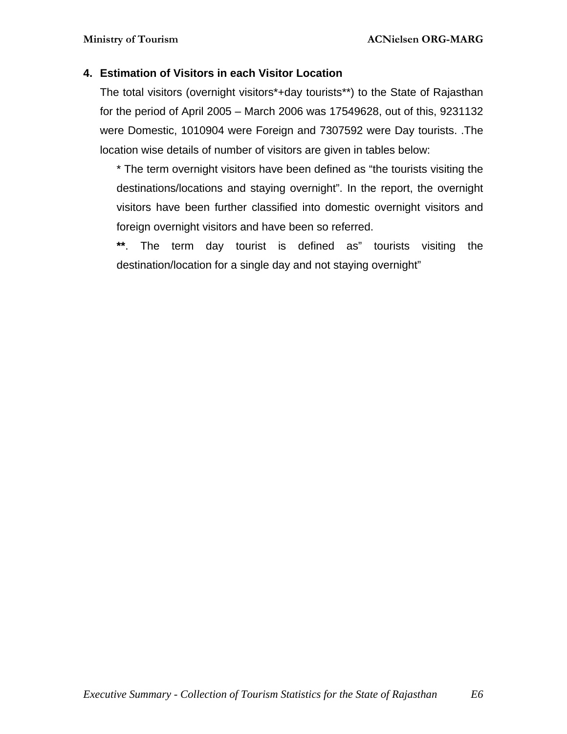## 4. Estimation of Visitors in each Visitor Location

The total visitors (overnight visitors*+day tourists**) to the State of Rajasthan for the period of April 2005 – March 2006 was 17549628, out of this, 9231132 were Domestic, 1010904 were Foreign and 7307592 were Day tourists. .The location wise details of number of visitors are given in tables below:

* The term overnight visitors have been defined as “the tourists visiting the destinations/locations and staying overnight”. In the report, the overnight visitors have been further classified into domestic overnight visitors and foreign overnight visitors and have been so referred.

**. The term day tourist is defined as” tourists visiting the destination/location for a single day and not staying overnight”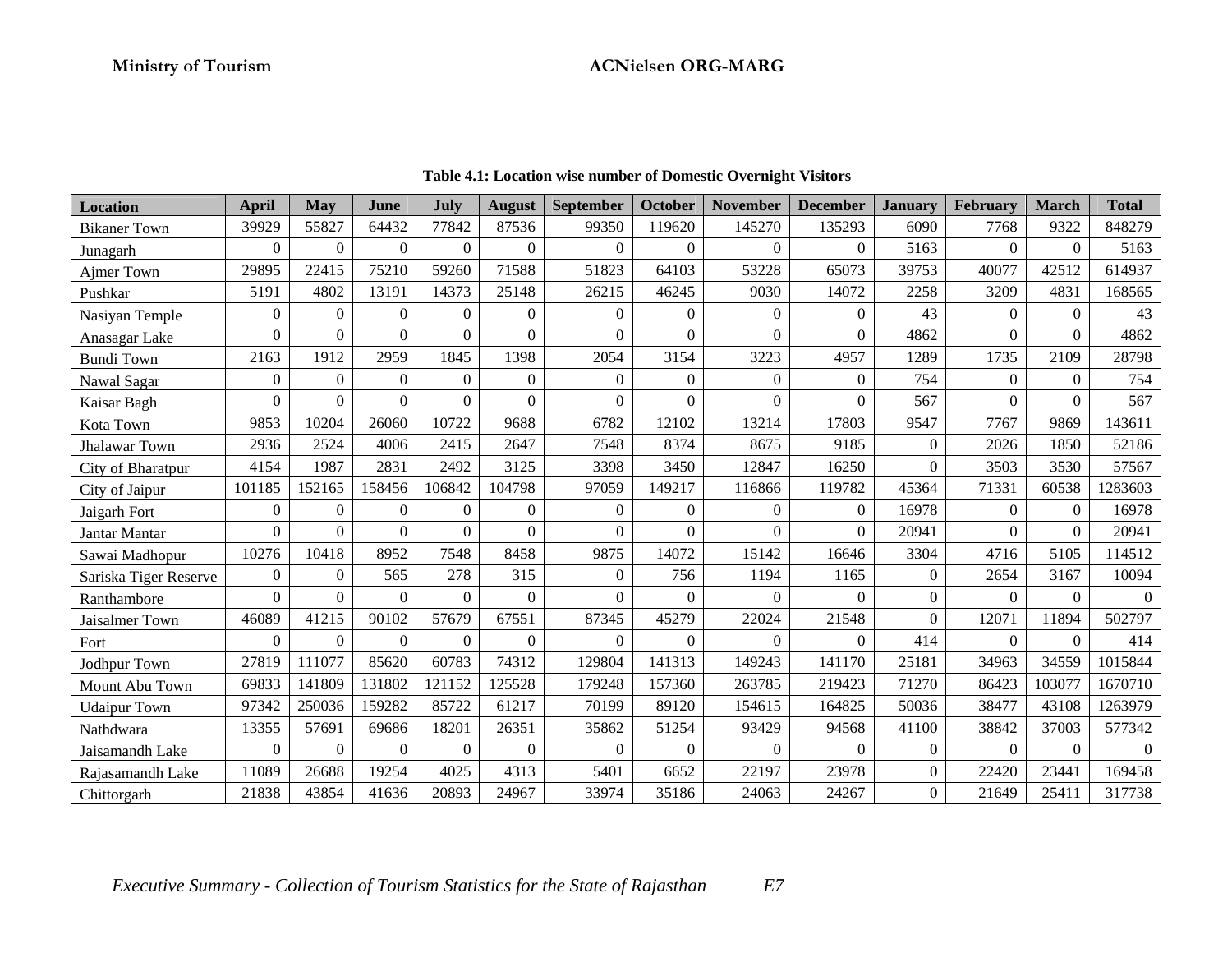**Table 4.1: Location wise number of Domestic Overnight Visitors**

| Location | April | May | June | July | August | September | October | November | December | January | February | March | Total |
|---|---|---|---|---|---|---|---|---|---|---|---|---|---|
| Bikaner Town | 39929 | 55827 | 64432 | 77842 | 87536 | 99350 | 119620 | 145270 | 135293 | 6090 | 7768 | 9322 | 848279 |
| Junagarh | 0 | 0 | 0 | 0 | 0 | 0 | 0 | 0 | 0 | 5163 | 0 | 0 | 5163 |
| Ajmer Town | 29895 | 22415 | 75210 | 59260 | 71588 | 51823 | 64103 | 53228 | 65073 | 39753 | 40077 | 42512 | 614937 |
| Pushkar | 5191 | 4802 | 13191 | 14373 | 25148 | 26215 | 46245 | 9030 | 14072 | 2258 | 3209 | 4831 | 168565 |
| Nasiyan Temple | 0 | 0 | 0 | 0 | 0 | 0 | 0 | 0 | 0 | 43 | 0 | 0 | 43 |
| Anasagar Lake | 0 | 0 | 0 | 0 | 0 | 0 | 0 | 0 | 0 | 4862 | 0 | 0 | 4862 |
| Bundi Town | 2163 | 1912 | 2959 | 1845 | 1398 | 2054 | 3154 | 3223 | 4957 | 1289 | 1735 | 2109 | 28798 |
| Nawal Sagar | 0 | 0 | 0 | 0 | 0 | 0 | 0 | 0 | 0 | 754 | 0 | 0 | 754 |
| Kaisar Bagh | 0 | 0 | 0 | 0 | 0 | 0 | 0 | 0 | 0 | 567 | 0 | 0 | 567 |
| Kota Town | 9853 | 10204 | 26060 | 10722 | 9688 | 6782 | 12102 | 13214 | 17803 | 9547 | 7767 | 9869 | 143611 |
| Jhalawar Town | 2936 | 2524 | 4006 | 2415 | 2647 | 7548 | 8374 | 8675 | 9185 | 0 | 2026 | 1850 | 52186 |
| City of Bharatpur | 4154 | 1987 | 2831 | 2492 | 3125 | 3398 | 3450 | 12847 | 16250 | 0 | 3503 | 3530 | 57567 |
| City of Jaipur | 101185 | 152165 | 158456 | 106842 | 104798 | 97059 | 149217 | 116866 | 119782 | 45364 | 71331 | 60538 | 1283603 |
| Jaigarh Fort | 0 | 0 | 0 | 0 | 0 | 0 | 0 | 0 | 0 | 16978 | 0 | 0 | 16978 |
| Jantar Mantar | 0 | 0 | 0 | 0 | 0 | 0 | 0 | 0 | 0 | 20941 | 0 | 0 | 20941 |
| Sawai Madhopur | 10276 | 10418 | 8952 | 7548 | 8458 | 9875 | 14072 | 15142 | 16646 | 3304 | 4716 | 5105 | 114512 |
| Sariska Tiger Reserve | 0 | 0 | 565 | 278 | 315 | 0 | 756 | 1194 | 1165 | 0 | 2654 | 3167 | 10094 |
| Ranthambore | 0 | 0 | 0 | 0 | 0 | 0 | 0 | 0 | 0 | 0 | 0 | 0 | 0 |
| Jaisalmer Town | 46089 | 41215 | 90102 | 57679 | 67551 | 87345 | 45279 | 22024 | 21548 | 0 | 12071 | 11894 | 502797 |
| Fort | 0 | 0 | 0 | 0 | 0 | 0 | 0 | 0 | 0 | 414 | 0 | 0 | 414 |
| Jodhpur Town | 27819 | 111077 | 85620 | 60783 | 74312 | 129804 | 141313 | 149243 | 141170 | 25181 | 34963 | 34559 | 1015844 |
| Mount Abu Town | 69833 | 141809 | 131802 | 121152 | 125528 | 179248 | 157360 | 263785 | 219423 | 71270 | 86423 | 103077 | 1670710 |
| Udaipur Town | 97342 | 250036 | 159282 | 85722 | 61217 | 70199 | 89120 | 154615 | 164825 | 50036 | 38477 | 43108 | 1263979 |
| Nathdwara | 13355 | 57691 | 69686 | 18201 | 26351 | 35862 | 51254 | 93429 | 94568 | 41100 | 38842 | 37003 | 577342 |
| Jaisamandh Lake | 0 | 0 | 0 | 0 | 0 | 0 | 0 | 0 | 0 | 0 | 0 | 0 | 0 |
| Rajasamandh Lake | 11089 | 26688 | 19254 | 4025 | 4313 | 5401 | 6652 | 22197 | 23978 | 0 | 22420 | 23441 | 169458 |
| Chittorgarh | 21838 | 43854 | 41636 | 20893 | 24967 | 33974 | 35186 | 24063 | 24267 | 0 | 21649 | 25411 | 317738 |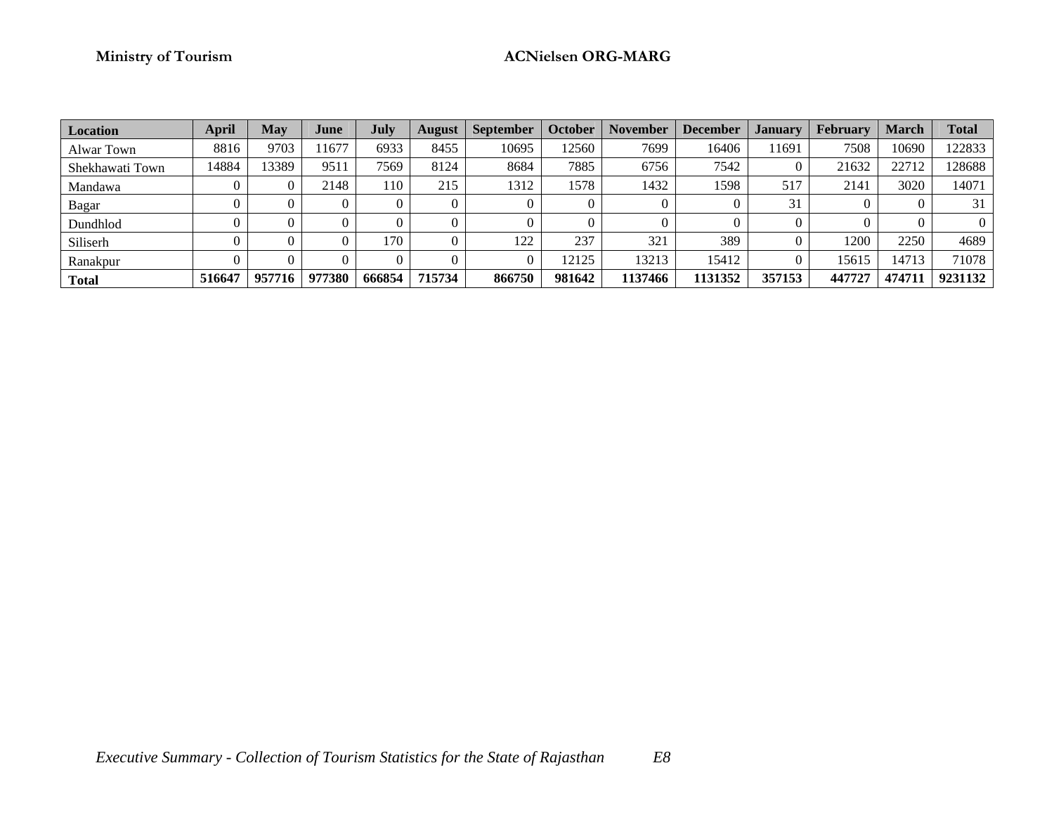| Location | April | May | June | July | August | September | October | November | December | January | February | March | Total |
|---|---|---|---|---|---|---|---|---|---|---|---|---|---|
| Alwar Town | 8816 | 9703 | 11677 | 6933 | 8455 | 10695 | 12560 | 7699 | 16406 | 11691 | 7508 | 10690 | 122833 |
| Shekhawati Town | 14884 | 13389 | 9511 | 7569 | 8124 | 8684 | 7885 | 6756 | 7542 | 0 | 21632 | 22712 | 128688 |
| Mandawa | 0 | 0 | 2148 | 110 | 215 | 1312 | 1578 | 1432 | 1598 | 517 | 2141 | 3020 | 14071 |
| Bagar | 0 | 0 | 0 | 0 | 0 | 0 | 0 | 0 | 0 | 31 | 0 | 0 | 31 |
| Dundhlod | 0 | 0 | 0 | 0 | 0 | 0 | 0 | 0 | 0 | 0 | 0 | 0 | 0 |
| Siliserh | 0 | 0 | 0 | 170 | 0 | 122 | 237 | 321 | 389 | 0 | 1200 | 2250 | 4689 |
| Ranakpur | 0 | 0 | 0 | 0 | 0 | 0 | 12125 | 13213 | 15412 | 0 | 15615 | 14713 | 71078 |
| **Total** | **516647** | **957716** | **977380** | **666854** | **715734** | **866750** | **981642** | **1137466** | **1131352** | **357153** | **447727** | **474711** | **9231132** |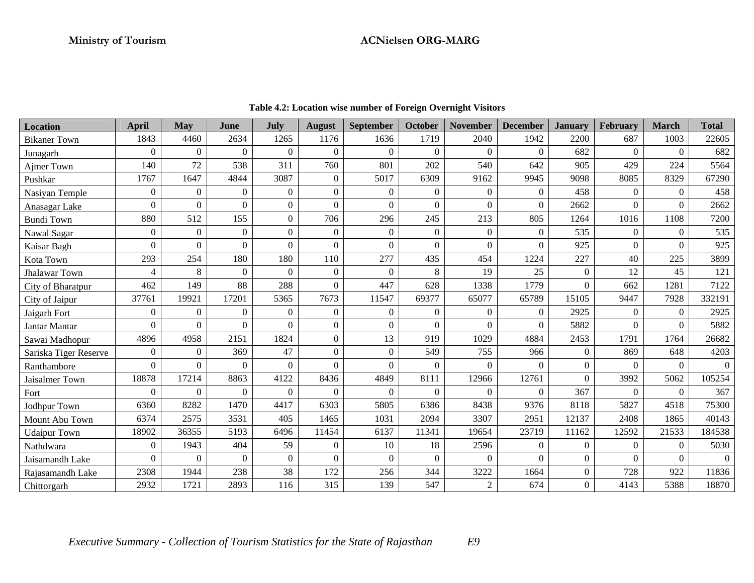**Table 4.2: Location wise number of Foreign Overnight Visitors**

| Location | April | May | June | July | August | September | October | November | December | January | February | March | Total |
|---|---|---|---|---|---|---|---|---|---|---|---|---|---|
| Bikaner Town | 1843 | 4460 | 2634 | 1265 | 1176 | 1636 | 1719 | 2040 | 1942 | 2200 | 687 | 1003 | 22605 |
| Junagarh | 0 | 0 | 0 | 0 | 0 | 0 | 0 | 0 | 0 | 682 | 0 | 0 | 682 |
| Ajmer Town | 140 | 72 | 538 | 311 | 760 | 801 | 202 | 540 | 642 | 905 | 429 | 224 | 5564 |
| Pushkar | 1767 | 1647 | 4844 | 3087 | 0 | 5017 | 6309 | 9162 | 9945 | 9098 | 8085 | 8329 | 67290 |
| Nasiyan Temple | 0 | 0 | 0 | 0 | 0 | 0 | 0 | 0 | 0 | 458 | 0 | 0 | 458 |
| Anasagar Lake | 0 | 0 | 0 | 0 | 0 | 0 | 0 | 0 | 0 | 2662 | 0 | 0 | 2662 |
| Bundi Town | 880 | 512 | 155 | 0 | 706 | 296 | 245 | 213 | 805 | 1264 | 1016 | 1108 | 7200 |
| Nawal Sagar | 0 | 0 | 0 | 0 | 0 | 0 | 0 | 0 | 0 | 535 | 0 | 0 | 535 |
| Kaisar Bagh | 0 | 0 | 0 | 0 | 0 | 0 | 0 | 0 | 0 | 925 | 0 | 0 | 925 |
| Kota Town | 293 | 254 | 180 | 180 | 110 | 277 | 435 | 454 | 1224 | 227 | 40 | 225 | 3899 |
| Jhalawar Town | 4 | 8 | 0 | 0 | 0 | 0 | 8 | 19 | 25 | 0 | 12 | 45 | 121 |
| City of Bharatpur | 462 | 149 | 88 | 288 | 0 | 447 | 628 | 1338 | 1779 | 0 | 662 | 1281 | 7122 |
| City of Jaipur | 37761 | 19921 | 17201 | 5365 | 7673 | 11547 | 69377 | 65077 | 65789 | 15105 | 9447 | 7928 | 332191 |
| Jaigarh Fort | 0 | 0 | 0 | 0 | 0 | 0 | 0 | 0 | 0 | 2925 | 0 | 0 | 2925 |
| Jantar Mantar | 0 | 0 | 0 | 0 | 0 | 0 | 0 | 0 | 0 | 5882 | 0 | 0 | 5882 |
| Sawai Madhopur | 4896 | 4958 | 2151 | 1824 | 0 | 13 | 919 | 1029 | 4884 | 2453 | 1791 | 1764 | 26682 |
| Sariska Tiger Reserve | 0 | 0 | 369 | 47 | 0 | 0 | 549 | 755 | 966 | 0 | 869 | 648 | 4203 |
| Ranthambore | 0 | 0 | 0 | 0 | 0 | 0 | 0 | 0 | 0 | 0 | 0 | 0 | 0 |
| Jaisalmer Town | 18878 | 17214 | 8863 | 4122 | 8436 | 4849 | 8111 | 12966 | 12761 | 0 | 3992 | 5062 | 105254 |
| Fort | 0 | 0 | 0 | 0 | 0 | 0 | 0 | 0 | 0 | 367 | 0 | 0 | 367 |
| Jodhpur Town | 6360 | 8282 | 1470 | 4417 | 6303 | 5805 | 6386 | 8438 | 9376 | 8118 | 5827 | 4518 | 75300 |
| Mount Abu Town | 6374 | 2575 | 3531 | 405 | 1465 | 1031 | 2094 | 3307 | 2951 | 12137 | 2408 | 1865 | 40143 |
| Udaipur Town | 18902 | 36355 | 5193 | 6496 | 11454 | 6137 | 11341 | 19654 | 23719 | 11162 | 12592 | 21533 | 184538 |
| Nathdwara | 0 | 1943 | 404 | 59 | 0 | 10 | 18 | 2596 | 0 | 0 | 0 | 0 | 5030 |
| Jaisamandh Lake | 0 | 0 | 0 | 0 | 0 | 0 | 0 | 0 | 0 | 0 | 0 | 0 | 0 |
| Rajasamandh Lake | 2308 | 1944 | 238 | 38 | 172 | 256 | 344 | 3222 | 1664 | 0 | 728 | 922 | 11836 |
| Chittorgarh | 2932 | 1721 | 2893 | 116 | 315 | 139 | 547 | 2 | 674 | 0 | 4143 | 5388 | 18870 |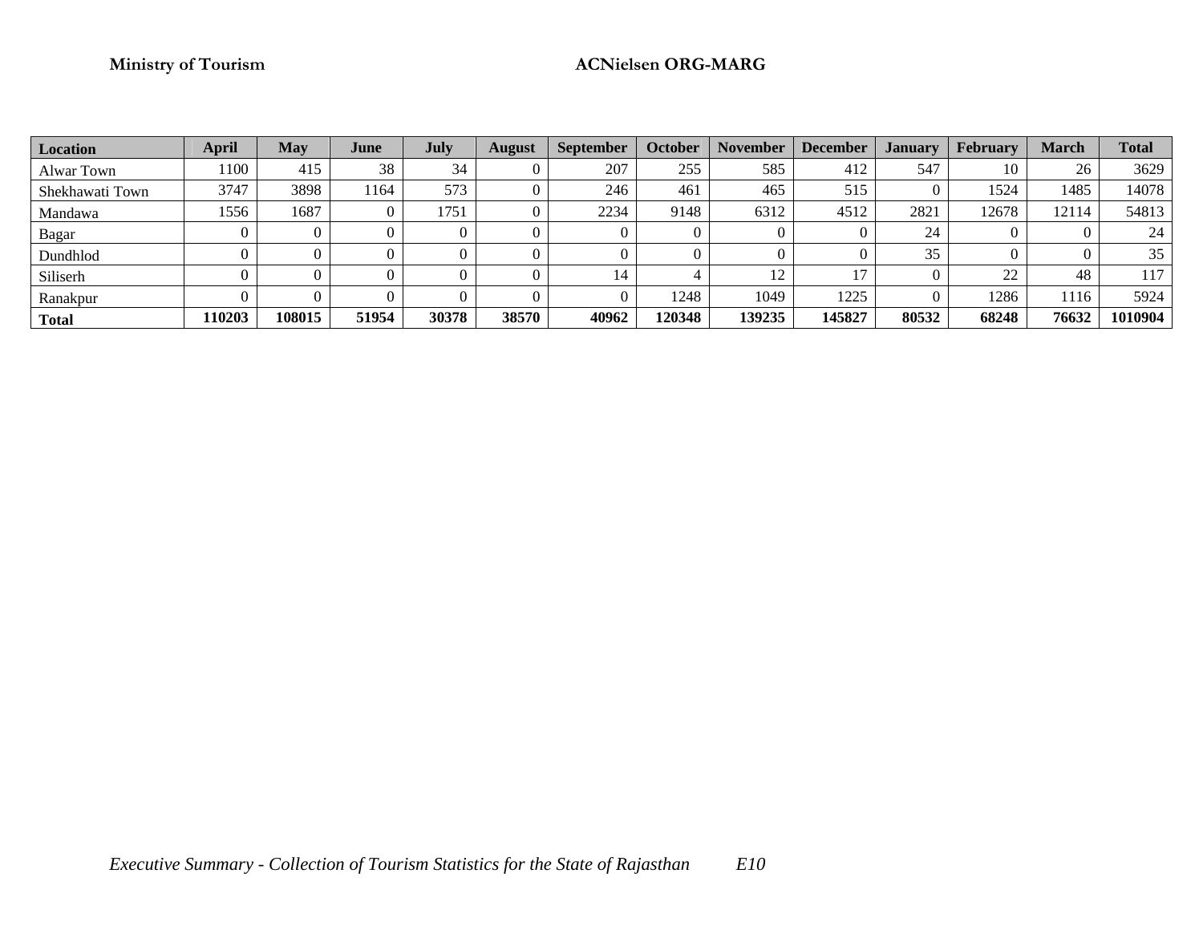| Location | April | May | June | July | August | September | October | November | December | January | February | March | Total |
|---|---|---|---|---|---|---|---|---|---|---|---|---|---|
| Alwar Town | 1100 | 415 | 38 | 34 | 0 | 207 | 255 | 585 | 412 | 547 | 10 | 26 | 3629 |
| Shekhawati Town | 3747 | 3898 | 1164 | 573 | 0 | 246 | 461 | 465 | 515 | 0 | 1524 | 1485 | 14078 |
| Mandawa | 1556 | 1687 | 0 | 1751 | 0 | 2234 | 9148 | 6312 | 4512 | 2821 | 12678 | 12114 | 54813 |
| Bagar | 0 | 0 | 0 | 0 | 0 | 0 | 0 | 0 | 0 | 24 | 0 | 0 | 24 |
| Dundhlod | 0 | 0 | 0 | 0 | 0 | 0 | 0 | 0 | 0 | 35 | 0 | 0 | 35 |
| Siliserh | 0 | 0 | 0 | 0 | 0 | 14 | 4 | 12 | 17 | 0 | 22 | 48 | 117 |
| Ranakpur | 0 | 0 | 0 | 0 | 0 | 0 | 1248 | 1049 | 1225 | 0 | 1286 | 1116 | 5924 |
| **Total** | **110203** | **108015** | **51954** | **30378** | **38570** | **40962** | **120348** | **139235** | **145827** | **80532** | **68248** | **76632** | **1010904** |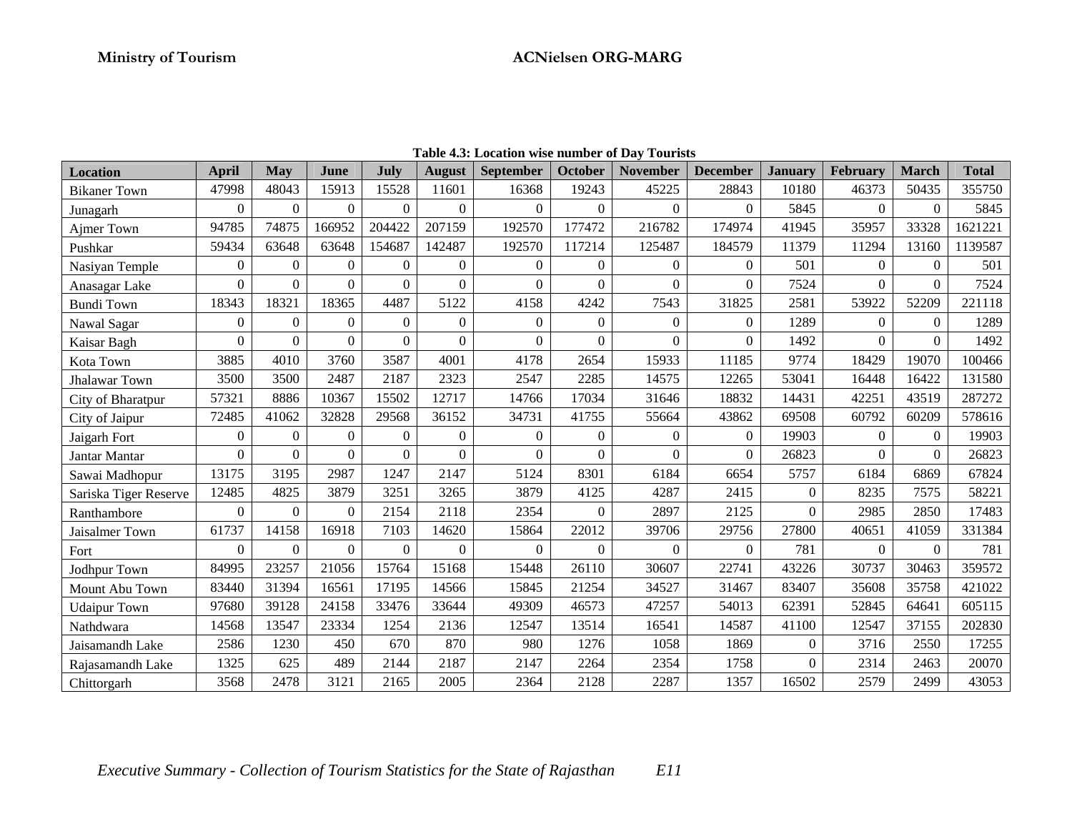**Table 4.3: Location wise number of Day Tourists**

| Location | April | May | June | July | August | September | October | November | December | January | February | March | Total |
|---|---|---|---|---|---|---|---|---|---|---|---|---|---|
| Bikaner Town | 47998 | 48043 | 15913 | 15528 | 11601 | 16368 | 19243 | 45225 | 28843 | 10180 | 46373 | 50435 | 355750 |
| Junagarh | 0 | 0 | 0 | 0 | 0 | 0 | 0 | 0 | 0 | 5845 | 0 | 0 | 5845 |
| Ajmer Town | 94785 | 74875 | 166952 | 204422 | 207159 | 192570 | 177472 | 216782 | 174974 | 41945 | 35957 | 33328 | 1621221 |
| Pushkar | 59434 | 63648 | 63648 | 154687 | 142487 | 192570 | 117214 | 125487 | 184579 | 11379 | 11294 | 13160 | 1139587 |
| Nasiyan Temple | 0 | 0 | 0 | 0 | 0 | 0 | 0 | 0 | 0 | 501 | 0 | 0 | 501 |
| Anasagar Lake | 0 | 0 | 0 | 0 | 0 | 0 | 0 | 0 | 0 | 7524 | 0 | 0 | 7524 |
| Bundi Town | 18343 | 18321 | 18365 | 4487 | 5122 | 4158 | 4242 | 7543 | 31825 | 2581 | 53922 | 52209 | 221118 |
| Nawal Sagar | 0 | 0 | 0 | 0 | 0 | 0 | 0 | 0 | 0 | 1289 | 0 | 0 | 1289 |
| Kaisar Bagh | 0 | 0 | 0 | 0 | 0 | 0 | 0 | 0 | 0 | 1492 | 0 | 0 | 1492 |
| Kota Town | 3885 | 4010 | 3760 | 3587 | 4001 | 4178 | 2654 | 15933 | 11185 | 9774 | 18429 | 19070 | 100466 |
| Jhalawar Town | 3500 | 3500 | 2487 | 2187 | 2323 | 2547 | 2285 | 14575 | 12265 | 53041 | 16448 | 16422 | 131580 |
| City of Bharatpur | 57321 | 8886 | 10367 | 15502 | 12717 | 14766 | 17034 | 31646 | 18832 | 14431 | 42251 | 43519 | 287272 |
| City of Jaipur | 72485 | 41062 | 32828 | 29568 | 36152 | 34731 | 41755 | 55664 | 43862 | 69508 | 60792 | 60209 | 578616 |
| Jaigarh Fort | 0 | 0 | 0 | 0 | 0 | 0 | 0 | 0 | 0 | 19903 | 0 | 0 | 19903 |
| Jantar Mantar | 0 | 0 | 0 | 0 | 0 | 0 | 0 | 0 | 0 | 26823 | 0 | 0 | 26823 |
| Sawai Madhopur | 13175 | 3195 | 2987 | 1247 | 2147 | 5124 | 8301 | 6184 | 6654 | 5757 | 6184 | 6869 | 67824 |
| Sariska Tiger Reserve | 12485 | 4825 | 3879 | 3251 | 3265 | 3879 | 4125 | 4287 | 2415 | 0 | 8235 | 7575 | 58221 |
| Ranthambore | 0 | 0 | 0 | 2154 | 2118 | 2354 | 0 | 2897 | 2125 | 0 | 2985 | 2850 | 17483 |
| Jaisalmer Town | 61737 | 14158 | 16918 | 7103 | 14620 | 15864 | 22012 | 39706 | 29756 | 27800 | 40651 | 41059 | 331384 |
| Fort | 0 | 0 | 0 | 0 | 0 | 0 | 0 | 0 | 0 | 781 | 0 | 0 | 781 |
| Jodhpur Town | 84995 | 23257 | 21056 | 15764 | 15168 | 15448 | 26110 | 30607 | 22741 | 43226 | 30737 | 30463 | 359572 |
| Mount Abu Town | 83440 | 31394 | 16561 | 17195 | 14566 | 15845 | 21254 | 34527 | 31467 | 83407 | 35608 | 35758 | 421022 |
| Udaipur Town | 97680 | 39128 | 24158 | 33476 | 33644 | 49309 | 46573 | 47257 | 54013 | 62391 | 52845 | 64641 | 605115 |
| Nathdwara | 14568 | 13547 | 23334 | 1254 | 2136 | 12547 | 13514 | 16541 | 14587 | 41100 | 12547 | 37155 | 202830 |
| Jaisamandh Lake | 2586 | 1230 | 450 | 670 | 870 | 980 | 1276 | 1058 | 1869 | 0 | 3716 | 2550 | 17255 |
| Rajasamandh Lake | 1325 | 625 | 489 | 2144 | 2187 | 2147 | 2264 | 2354 | 1758 | 0 | 2314 | 2463 | 20070 |
| Chittorgarh | 3568 | 2478 | 3121 | 2165 | 2005 | 2364 | 2128 | 2287 | 1357 | 16502 | 2579 | 2499 | 43053 |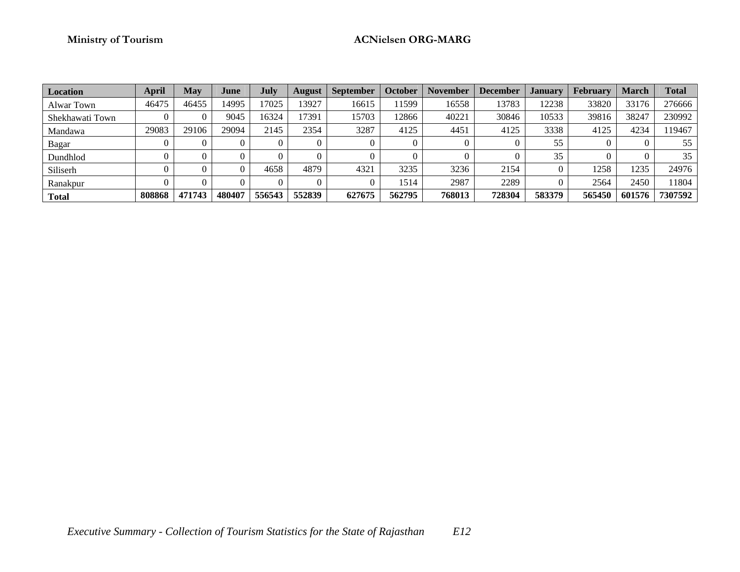| Location | April | May | June | July | August | September | October | November | December | January | February | March | Total |
|---|---|---|---|---|---|---|---|---|---|---|---|---|---|
| Alwar Town | 46475 | 46455 | 14995 | 17025 | 13927 | 16615 | 11599 | 16558 | 13783 | 12238 | 33820 | 33176 | 276666 |
| Shekhawati Town | 0 | 0 | 9045 | 16324 | 17391 | 15703 | 12866 | 40221 | 30846 | 10533 | 39816 | 38247 | 230992 |
| Mandawa | 29083 | 29106 | 29094 | 2145 | 2354 | 3287 | 4125 | 4451 | 4125 | 3338 | 4125 | 4234 | 119467 |
| Bagar | 0 | 0 | 0 | 0 | 0 | 0 | 0 | 0 | 0 | 55 | 0 | 0 | 55 |
| Dundhlod | 0 | 0 | 0 | 0 | 0 | 0 | 0 | 0 | 0 | 35 | 0 | 0 | 35 |
| Siliserh | 0 | 0 | 0 | 4658 | 4879 | 4321 | 3235 | 3236 | 2154 | 0 | 1258 | 1235 | 24976 |
| Ranakpur | 0 | 0 | 0 | 0 | 0 | 0 | 1514 | 2987 | 2289 | 0 | 2564 | 2450 | 11804 |
| **Total** | **808868** | **471743** | **480407** | **556543** | **552839** | **627675** | **562795** | **768013** | **728304** | **583379** | **565450** | **601576** | **7307592** |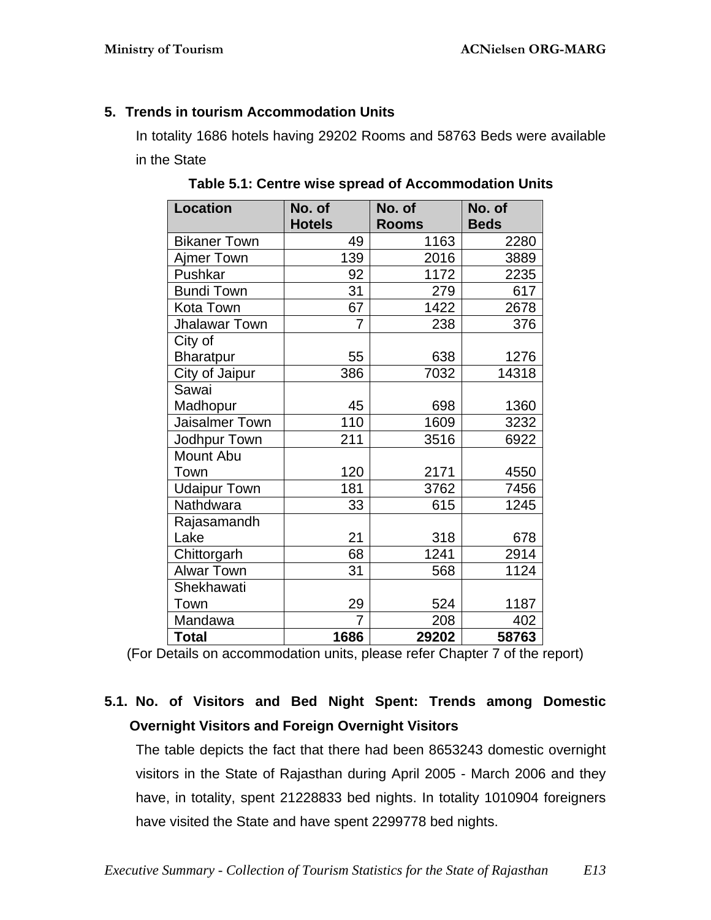## 5. Trends in tourism Accommodation Units

In totality 1686 hotels having 29202 Rooms and 58763 Beds were available in the State

**Table 5.1: Centre wise spread of Accommodation Units**

| Location | No. of Hotels | No. of Rooms | No. of Beds |
|---|---|---|---|
| Bikaner Town | 49 | 1163 | 2280 |
| Ajmer Town | 139 | 2016 | 3889 |
| Pushkar | 92 | 1172 | 2235 |
| Bundi Town | 31 | 279 | 617 |
| Kota Town | 67 | 1422 | 2678 |
| Jhalawar Town | 7 | 238 | 376 |
| City of Bharatpur | 55 | 638 | 1276 |
| City of Jaipur | 386 | 7032 | 14318 |
| Sawai Madhopur | 45 | 698 | 1360 |
| Jaisalmer Town | 110 | 1609 | 3232 |
| Jodhpur Town | 211 | 3516 | 6922 |
| Mount Abu Town | 120 | 2171 | 4550 |
| Udaipur Town | 181 | 3762 | 7456 |
| Nathdwara | 33 | 615 | 1245 |
| Rajasamandh Lake | 21 | 318 | 678 |
| Chittorgarh | 68 | 1241 | 2914 |
| Alwar Town | 31 | 568 | 1124 |
| Shekhawati Town | 29 | 524 | 1187 |
| Mandawa | 7 | 208 | 402 |
| **Total** | **1686** | **29202** | **58763** |

(For Details on accommodation units, please refer Chapter 7 of the report)

### 5.1. No. of Visitors and Bed Night Spent: Trends among Domestic Overnight Visitors and Foreign Overnight Visitors

The table depicts the fact that there had been 8653243 domestic overnight visitors in the State of Rajasthan during April 2005 - March 2006 and they have, in totality, spent 21228833 bed nights. In totality 1010904 foreigners have visited the State and have spent 2299778 bed nights.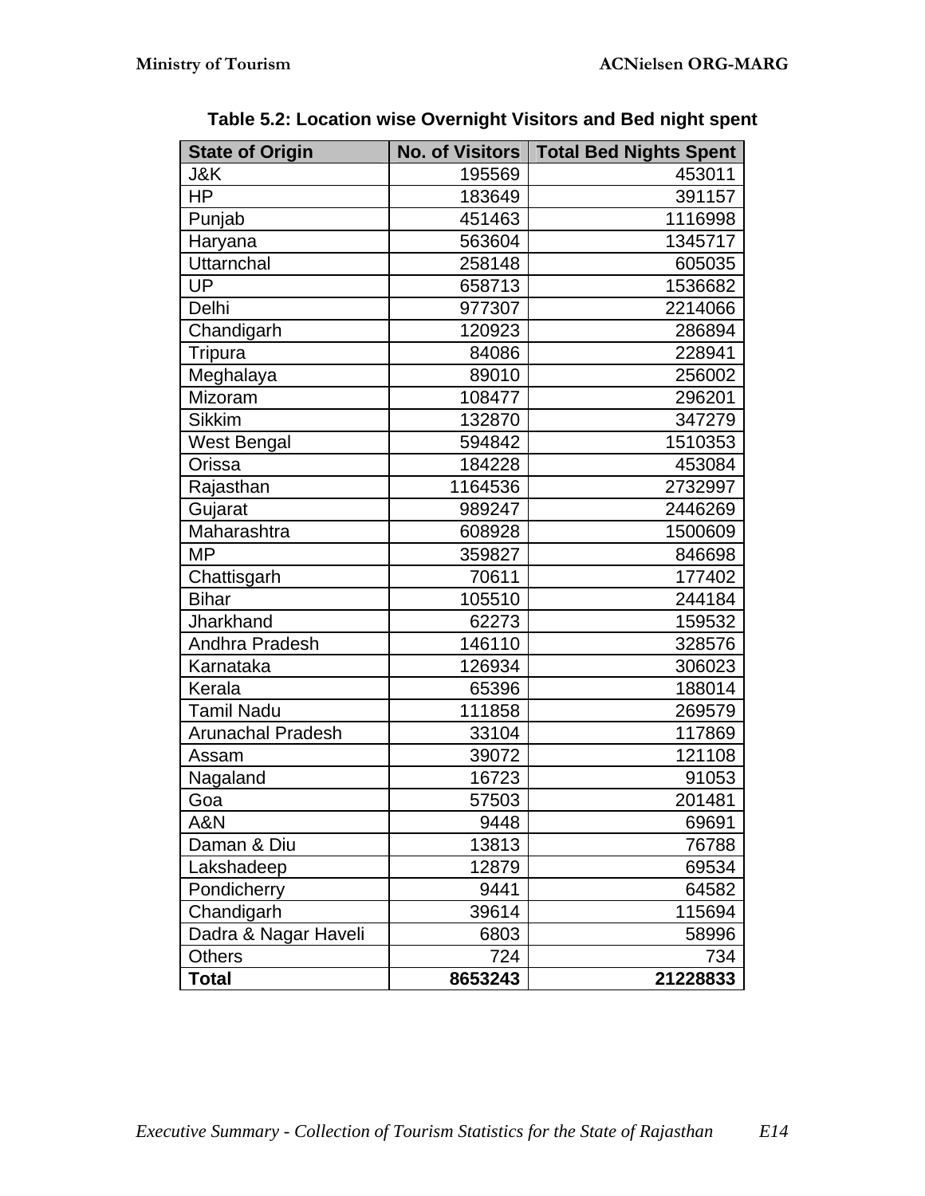**Table 5.2: Location wise Overnight Visitors and Bed night spent**

| State of Origin | No. of Visitors | Total Bed Nights Spent |
|---|---|---|
| J&K | 195569 | 453011 |
| HP | 183649 | 391157 |
| Punjab | 451463 | 1116998 |
| Haryana | 563604 | 1345717 |
| Uttarnchal | 258148 | 605035 |
| UP | 658713 | 1536682 |
| Delhi | 977307 | 2214066 |
| Chandigarh | 120923 | 286894 |
| Tripura | 84086 | 228941 |
| Meghalaya | 89010 | 256002 |
| Mizoram | 108477 | 296201 |
| Sikkim | 132870 | 347279 |
| West Bengal | 594842 | 1510353 |
| Orissa | 184228 | 453084 |
| Rajasthan | 1164536 | 2732997 |
| Gujarat | 989247 | 2446269 |
| Maharashtra | 608928 | 1500609 |
| MP | 359827 | 846698 |
| Chattisgarh | 70611 | 177402 |
| Bihar | 105510 | 244184 |
| Jharkhand | 62273 | 159532 |
| Andhra Pradesh | 146110 | 328576 |
| Karnataka | 126934 | 306023 |
| Kerala | 65396 | 188014 |
| Tamil Nadu | 111858 | 269579 |
| Arunachal Pradesh | 33104 | 117869 |
| Assam | 39072 | 121108 |
| Nagaland | 16723 | 91053 |
| Goa | 57503 | 201481 |
| A&N | 9448 | 69691 |
| Daman & Diu | 13813 | 76788 |
| Lakshadeep | 12879 | 69534 |
| Pondicherry | 9441 | 64582 |
| Chandigarh | 39614 | 115694 |
| Dadra & Nagar Haveli | 6803 | 58996 |
| Others | 724 | 734 |
| **Total** | **8653243** | **21228833** |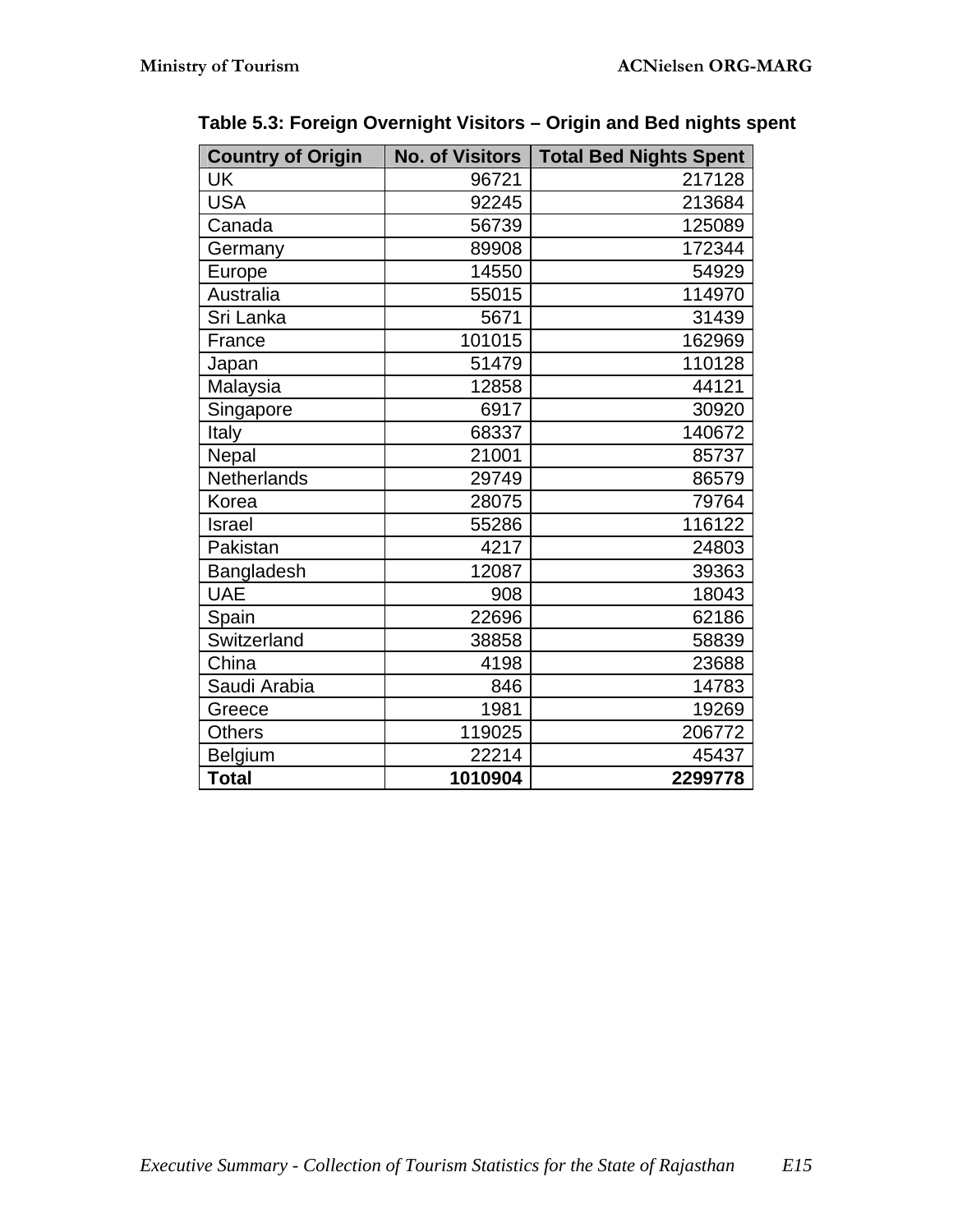**Table 5.3: Foreign Overnight Visitors – Origin and Bed nights spent**

| Country of Origin | No. of Visitors | Total Bed Nights Spent |
|---|---|---|
| UK | 96721 | 217128 |
| USA | 92245 | 213684 |
| Canada | 56739 | 125089 |
| Germany | 89908 | 172344 |
| Europe | 14550 | 54929 |
| Australia | 55015 | 114970 |
| Sri Lanka | 5671 | 31439 |
| France | 101015 | 162969 |
| Japan | 51479 | 110128 |
| Malaysia | 12858 | 44121 |
| Singapore | 6917 | 30920 |
| Italy | 68337 | 140672 |
| Nepal | 21001 | 85737 |
| Netherlands | 29749 | 86579 |
| Korea | 28075 | 79764 |
| Israel | 55286 | 116122 |
| Pakistan | 4217 | 24803 |
| Bangladesh | 12087 | 39363 |
| UAE | 908 | 18043 |
| Spain | 22696 | 62186 |
| Switzerland | 38858 | 58839 |
| China | 4198 | 23688 |
| Saudi Arabia | 846 | 14783 |
| Greece | 1981 | 19269 |
| Others | 119025 | 206772 |
| Belgium | 22214 | 45437 |
| **Total** | **1010904** | **2299778** |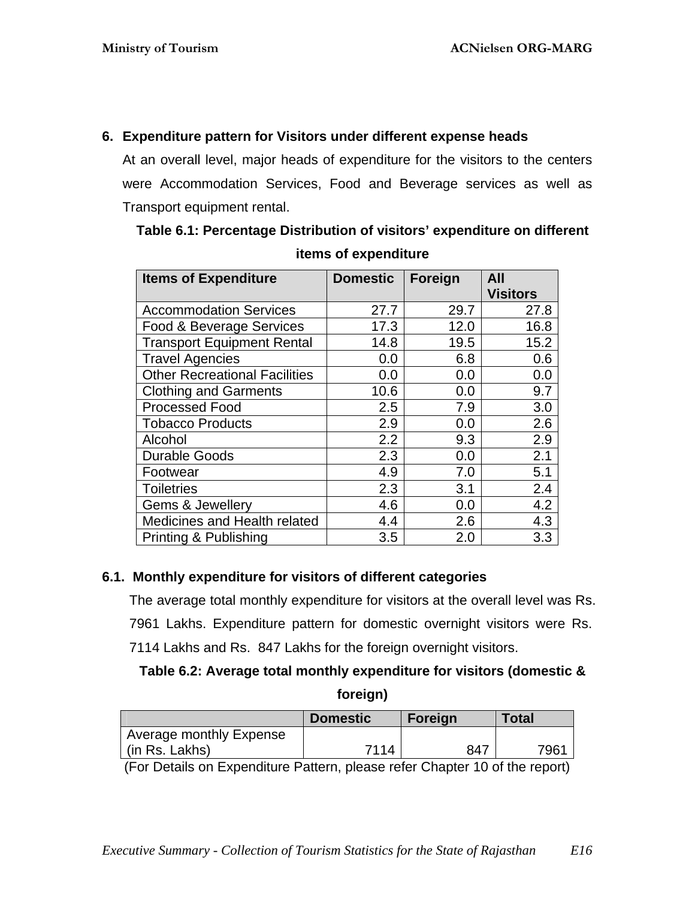## 6. Expenditure pattern for Visitors under different expense heads

At an overall level, major heads of expenditure for the visitors to the centers were Accommodation Services, Food and Beverage services as well as Transport equipment rental.

**Table 6.1: Percentage Distribution of visitors' expenditure on different items of expenditure**

| Items of Expenditure | Domestic | Foreign | All Visitors |
|---|---|---|---|
| Accommodation Services | 27.7 | 29.7 | 27.8 |
| Food & Beverage Services | 17.3 | 12.0 | 16.8 |
| Transport Equipment Rental | 14.8 | 19.5 | 15.2 |
| Travel Agencies | 0.0 | 6.8 | 0.6 |
| Other Recreational Facilities | 0.0 | 0.0 | 0.0 |
| Clothing and Garments | 10.6 | 0.0 | 9.7 |
| Processed Food | 2.5 | 7.9 | 3.0 |
| Tobacco Products | 2.9 | 0.0 | 2.6 |
| Alcohol | 2.2 | 9.3 | 2.9 |
| Durable Goods | 2.3 | 0.0 | 2.1 |
| Footwear | 4.9 | 7.0 | 5.1 |
| Toiletries | 2.3 | 3.1 | 2.4 |
| Gems & Jewellery | 4.6 | 0.0 | 4.2 |
| Medicines and Health related | 4.4 | 2.6 | 4.3 |
| Printing & Publishing | 3.5 | 2.0 | 3.3 |

### 6.1. Monthly expenditure for visitors of different categories

The average total monthly expenditure for visitors at the overall level was Rs. 7961 Lakhs. Expenditure pattern for domestic overnight visitors were Rs. 7114 Lakhs and Rs. 847 Lakhs for the foreign overnight visitors.

**Table 6.2: Average total monthly expenditure for visitors (domestic & foreign)**

| | Domestic | Foreign | Total |
|---|---|---|---|
| Average monthly Expense (in Rs. Lakhs) | 7114 | 847 | 7961 |

(For Details on Expenditure Pattern, please refer Chapter 10 of the report)